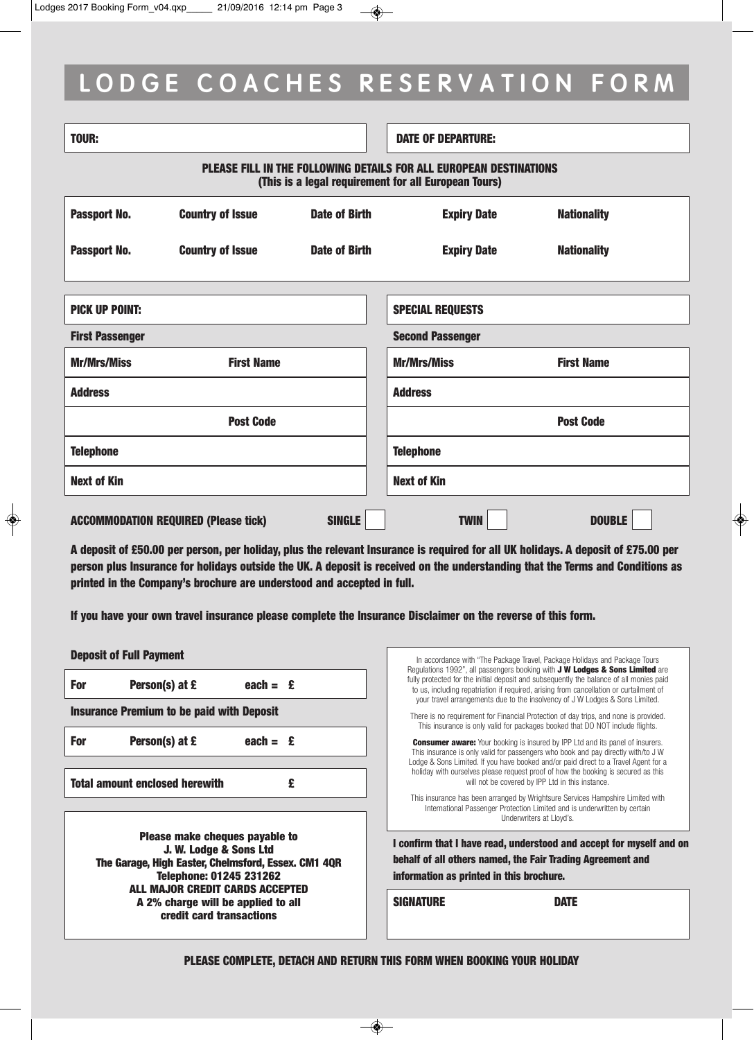# LODGE COACHES RESERVATION FORM

| TOUR: | DATE OF DEPARTURE: |
|---|---|

**PLEASE FILL IN THE FOLLOWING DETAILS FOR ALL EUROPEAN DESTINATIONS**
**(This is a legal requirement for all European Tours)**

| Passport No. | Country of Issue | Date of Birth | Expiry Date | Nationality |
|---|---|---|---|---|
| Passport No. | Country of Issue | Date of Birth | Expiry Date | Nationality |

| PICK UP POINT: | | SPECIAL REQUESTS | |
|---|---|---|---|
| **First Passenger** | | **Second Passenger** | |
| Mr/Mrs/Miss | First Name | Mr/Mrs/Miss | First Name |
| Address | | Address | |
| | Post Code | | Post Code |
| Telephone | | Telephone | |
| Next of Kin | | Next of Kin | |

**ACCOMMODATION REQUIRED (Please tick)** SINGLE ☐ TWIN ☐ DOUBLE ☐

**A deposit of £50.00 per person, per holiday, plus the relevant Insurance is required for all UK holidays. A deposit of £75.00 per person plus Insurance for holidays outside the UK. A deposit is received on the understanding that the Terms and Conditions as printed in the Company's brochure are understood and accepted in full.**

**If you have your own travel insurance please complete the Insurance Disclaimer on the reverse of this form.**

**Deposit of Full Payment**

| For | Person(s) at £ | each = £ |
|---|---|---|

**Insurance Premium to be paid with Deposit**

| For | Person(s) at £ | each = £ |
|---|---|---|

| Total amount enclosed herewith | £ |
|---|---|

**Please make cheques payable to**
**J. W. Lodge & Sons Ltd**
**The Garage, High Easter, Chelmsford, Essex. CM1 4QR**
**Telephone: 01245 231262**
**ALL MAJOR CREDIT CARDS ACCEPTED**
**A 2% charge will be applied to all credit card transactions**

In accordance with "The Package Travel, Package Holidays and Package Tours Regulations 1992", all passengers booking with **J W Lodges & Sons Limited** are fully protected for the initial deposit and subsequently the balance of all monies paid to us, including repatriation if required, arising from cancellation or curtailment of your travel arrangements due to the insolvency of J W Lodges & Sons Limited.

There is no requirement for Financial Protection of day trips, and none is provided. This insurance is only valid for packages booked that DO NOT include flights.

**Consumer aware:** Your booking is insured by IPP Ltd and its panel of insurers. This insurance is only valid for passengers who book and pay directly with/to J W Lodge & Sons Limited. If you have booked and/or paid direct to a Travel Agent for a holiday with ourselves please request proof of how the booking is secured as this will not be covered by IPP Ltd in this instance.

This insurance has been arranged by Wrightsure Services Hampshire Limited with International Passenger Protection Limited and is underwritten by certain Underwriters at Lloyd's.

**I confirm that I have read, understood and accept for myself and on behalf of all others named, the Fair Trading Agreement and information as printed in this brochure.**

| SIGNATURE | DATE |
|---|---|

**PLEASE COMPLETE, DETACH AND RETURN THIS FORM WHEN BOOKING YOUR HOLIDAY**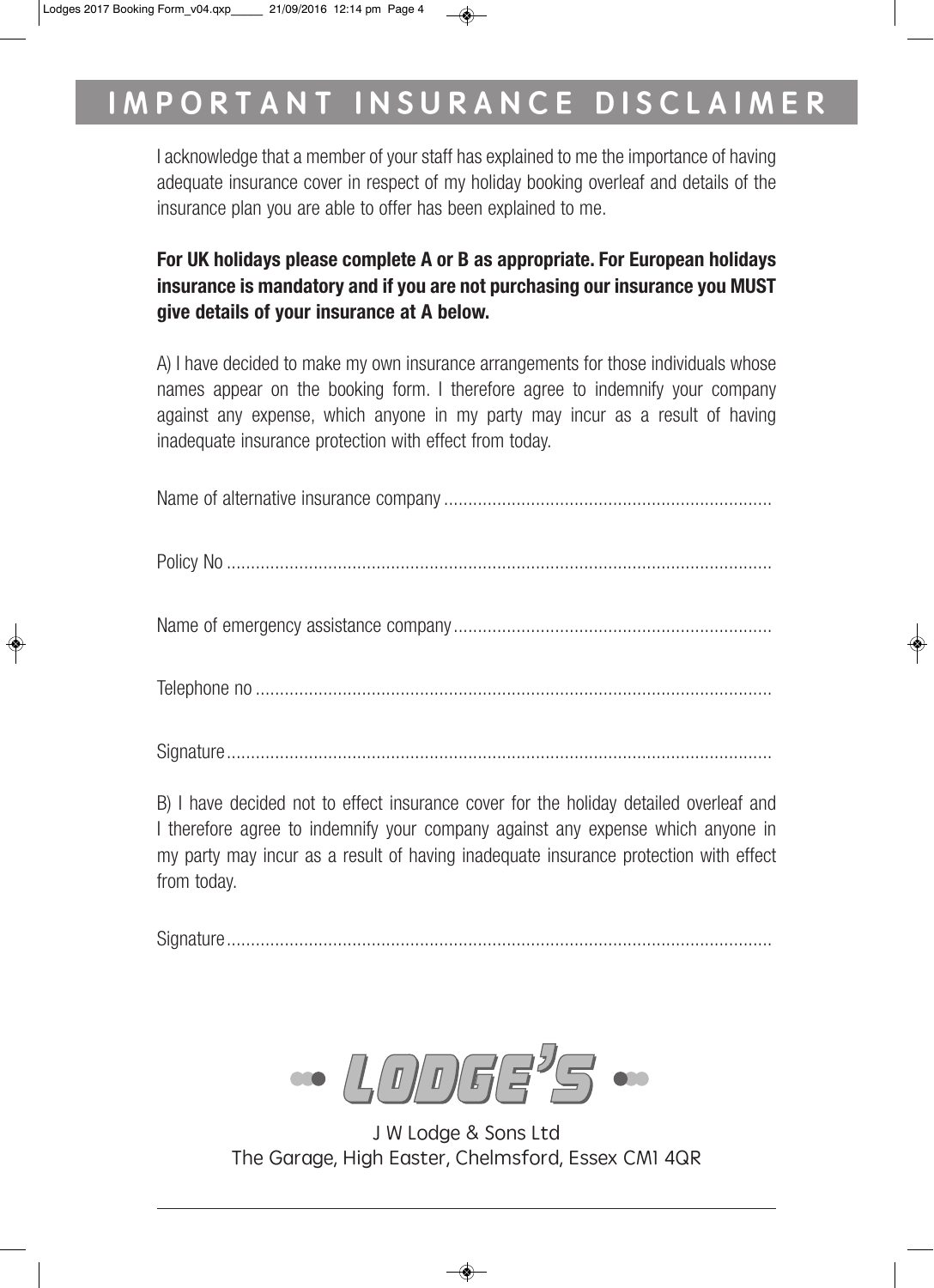# IMPORTANT INSURANCE DISCLAIMER

I acknowledge that a member of your staff has explained to me the importance of having adequate insurance cover in respect of my holiday booking overleaf and details of the insurance plan you are able to offer has been explained to me.

**For UK holidays please complete A or B as appropriate. For European holidays insurance is mandatory and if you are not purchasing our insurance you MUST give details of your insurance at A below.**

A) I have decided to make my own insurance arrangements for those individuals whose names appear on the booking form. I therefore agree to indemnify your company against any expense, which anyone in my party may incur as a result of having inadequate insurance protection with effect from today.

Name of alternative insurance company ....................................................................

Policy No ....................................................................................................................

Name of emergency assistance company ..................................................................

Telephone no ...............................................................................................................

Signature.....................................................................................................................

B) I have decided not to effect insurance cover for the holiday detailed overleaf and I therefore agree to indemnify your company against any expense which anyone in my party may incur as a result of having inadequate insurance protection with effect from today.

Signature.....................................................................................................................

LODGE'S

J W Lodge & Sons Ltd
The Garage, High Easter, Chelmsford, Essex CM1 4QR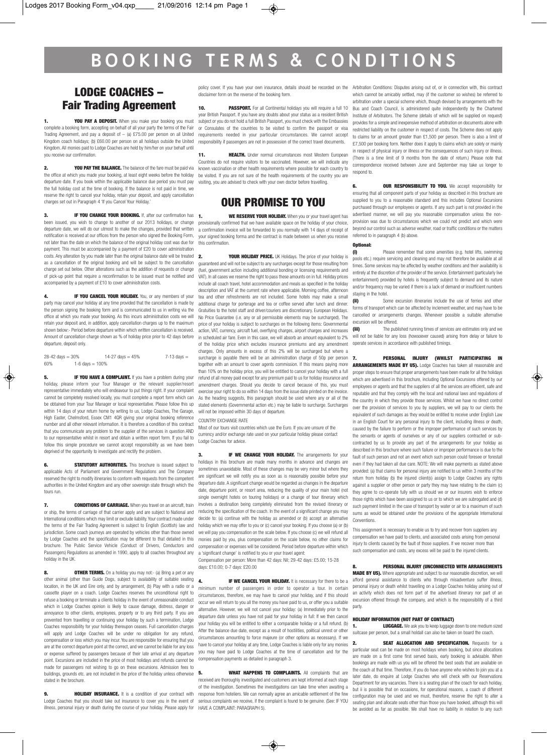# BOOKING TERMS & CONDITIONS

## LODGE COACHES – Fair Trading Agreement

**1. YOU PAY A DEPOSIT.** When you make your booking you must complete a booking form, accepting on behalf of all your party the terms of the Fair Trading Agreement, and pay a deposit of – (a) £75.00 per person on all United Kingdom coach holidays; (b) £60.00 per person on all holidays outside the United Kingdom. All monies paid to Lodge Coaches are held by him/her on your behalf until you receive our confirmation.

**2. YOU PAY THE BALANCE.** The balance of the fare must be paid via the office at which you made your booking, at least eight weeks before the holiday departure date. If you book within the applicable balance due period you must pay the full holiday cost at the time of booking. If the balance is not paid in time, we reserve the right to cancel your holiday, retain your deposit, and apply cancellation charges set out in Paragraph 4 'If you Cancel Your Holiday.'

**3. IF YOU CHANGE YOUR BOOKING.** If, after our confirmation has been issued, you wish to change to another of our 2013 holidays, or change departure date, we will do our utmost to make the changes, provided that written notification is received at our offices from the person who signed the Booking Form, not later than the date on which the balance of the original holiday cost was due for payment. This must be accompanied by a payment of £20 to cover administration costs. Any alteration by you made later than the original balance date will be treated as a cancellation of the original booking and will be subject to the cancellation charge set out below. Other alterations such as the addition of requests or change of pick-up point that require a reconfirmation to be issued must be notified and accompanied by a payment of £10 to cover administration costs.

**4. IF YOU CANCEL YOUR HOLIDAY.** You, or any members of your party may cancel your holiday at any time provided that the cancellation is made by the person signing the booking form and is communicated to us in writing via the office at which you made your booking. As this incurs administration costs we will retain your deposit and, in addition, apply cancellation charges up to the maximum shown below:- Period before departure within which written cancellation is received. Amount of cancellation charge shown as % of holiday price prior to 42 days before departure, deposit only.

28-42 days = 30% 14-27 days = 45% 7-13 days = 60% 1-6 days = 100%

**5. IF YOU HAVE A COMPLAINT.** If you have a problem during your holiday, please inform your Tour Manager or the relevant supplier/resort representative immediately who will endeavour to put things right. If your complaint cannot be completely resolved locally, you must complete a report form which can be obtained from your Tour Manager or local representative. Please follow this up within 14 days of your return home by writing to us, Lodge Coaches, The Garage, High Easter, Chelmsford, Essex CM1 4QR giving your original booking reference number and all other relevant information. It is therefore a condition of this contract that you communicate any problem to the supplier of the services in question AND to our representative whilst in resort and obtain a written report form. If you fail to follow this simple procedure we cannot accept responsibility as we have been deprived of the opportunity to investigate and rectify the problem.

**6. STATUTORY AUTHORITIES.** This brochure is issued subject to applicable Acts of Parliament and Government Regulations and The Company reserved the right to modify itineraries to conform with requests from the competent authorities in the United Kingdom and any other sovereign state through which the tours run.

**7. CONDITIONS OF CARRIAGE.** When you travel on an aircraft, train or ship, the terms of carriage of that carrier apply and are subject to National and International conditions which may limit or exclude liability. Your contract made under the terms of the Fair Trading Agreement is subject to English (Scottish) law and jurisdiction. Some coach journeys are operated by vehicles other than those owned by Lodge Coaches and the specification may be different to that detailed in this brochure. The Public Service Vehicle (Conduct of Drivers, Conductors and Passengers) Regulations as amended in 1990, apply to all coaches throughout any holiday in the UK.

**8. OTHER TERMS.** On a holiday you may not:- (a) Bring a pet or any other animal (other than Guide Dogs, subject to availability of suitable seating location, in the UK and Eire only, and by arrangement, (b) Play with a radio or a cassette player on a coach. Lodge Coaches reserves the unconditional right to refuse a booking or terminate a clients holiday in the event of unreasonable conduct which in Lodge Coaches opinion is likely to cause damage, distress, danger or annoyance to other clients, employees, property or to any third party. If you are prevented from travelling or continuing your holiday by such a termination, Lodge Coaches responsibility for your holiday thereupon ceases. Full cancellation charges will apply and Lodge Coaches will be under no obligation for any refund, compensation or loss which you may incur. You are responsible for ensuring that you are at the correct departure point at the correct, and we cannot be liable for any loss or expense suffered by passengers because of their late arrival at any departure point. Excursions are included in the price of most holidays and refunds cannot be made for passengers not wishing to go on these excursions. Admission fees to buildings, grounds etc. are not included in the price of the holiday unless otherwise stated in the brochure.

**9. HOLIDAY INSURANCE.** It is a condition of your contract with Lodge Coaches that you should take out insurance to cover you in the event of illness, personal injury or death during the course of your holiday. Please apply for policy cover. If you have your own insurance, details should be recorded on the disclaimer form on the reverse of the booking form.

**10. PASSPORT.** For all Continental holidays you will require a full 10 year British Passport. If you have any doubts about your status as a resident British subject or you do not hold a full British Passport, you must check with the Embassies or Consulates of the countries to be visited to confirm the passport or visa requirements needed in your particular circumstances. We cannot accept responsibility if passengers are not in possession of the correct travel documents.

**11. HEALTH.** Under normal circumstances most Western European Countries do not require visitors to be vaccinated. However, we will indicate any known vaccination or other health requirements where possible for each country to be visited. If you are not sure of the health requirements of the country you are visiting, you are advised to check with your own doctor before travelling.

## OUR PROMISE TO YOU

**1. WE RESERVE YOUR HOLIDAY.** When you or your travel agent has provisionally confirmed that we have available space on the holiday of your choice, a confirmation invoice will be forwarded to you normally with 14 days of receipt of your signed booking forma and the contract is made between us when you receive this confirmation.

**2. YOUR HOLIDAY PRICE.** UK Holidays. The price of your holiday is guaranteed and will not be subject to any surcharges except for those resulting from (fuel, government action including additional bonding or licensing requirements and VAT). In all cases we reserve the right to pass these amounts on in full. Holiday prices include all coach travel, hotel accommodation and meals as specified in the holiday description and VAT at the current rate where applicable. Morning coffee, afternoon tea and other refreshments are not included. Some hotels may make a small additional charge for porterage and tea or coffee served after lunch and dinner. Gratuities to the hotel staff and driver/couriers are discretionary. European Holidays. No Price Guarantee (i.e. any or all permissible elements may be surcharged). The price of your holiday is subject to surcharges on the following items: Governmental action, VAT, currency, aircraft fuel, overflying charges, airport charges and increases in scheduled air fare. Even in this case, we will absorb an amount equivalent to 2% of the holiday price which excludes insurance premiums and any amendment charges. Only amounts in excess of this 2% will be surcharged but where a surcharge is payable there will be an administration charge of 50p per person together with an amount to cover agents commission. If this means paying more than 10% on the holiday price, you will be entitled to cancel your holiday with a full refund of all money paid except for any premium paid to us for holiday insurance and amendment charges. Should you decide to cancel because of this, you must exercise your right to do so within 14 days from the issue date printed on the invoice. As the heading suggests, this paragraph should be used where any or all of the stated elements (Governmental action etc.) may be liable to surcharge. Surcharges will not be imposed within 30 days of departure.

COUNTRY EXCHANGE RATE

Most of our tours visit countries which use the Euro. If you are unsure of the currency and/or exchange rate used on your particular holiday please contact Lodge Coaches for advice.

**3. IF WE CHANGE YOUR HOLIDAY.** The arrangements for your holidays in this brochure are made many months in advance and changes are sometimes unavoidable. Most of these changes may be very minor but where they are significant we will notify you as soon as is reasonably possible before your departure date. A significant change would be regarded as changes in the departure date, departure point, or resort area, reducing the quality of your main hotel (not single overnight hotels on touring holidays) or a change of tour itinerary which involves a destination being completely eliminated from the revised itinerary or reducing the specification of the coach. In the event of a significant change you may decide to: (a) continue with the holiday as amended or (b) accept an alternative holiday which we may offer to you or (c) cancel your booking. If you choose (a) or (b) we will pay you compensation on the scale below. If you choose (c) we will refund all monies paid by you, plus compensation on the scale below, no other claims for compensation or expenses will be considered. Period before departure within which a 'significant change' is notified to you or your travel agent:

Compensation per person: More than 42 days: Nil; 29-42 days: £5.00; 15-28 days: £10.00; 0-7 days: £20.00

**4. IF WE CANCEL YOUR HOLIDAY.** It is necessary for there to be a minimum number of passengers in order to operator a tour. In certain circumstances, therefore, we may have to cancel your holiday, and if this should occur we will return to you all the money you have paid to us, or offer you a suitable alternative. However, we will not cancel your holiday: (a) Immediately prior to the departure date unless you have not paid for your holiday in full: If we then cancel your holiday you will be entitled to either a comparable holiday or a full refund. (b) After the balance due date, except as a result of hostilities, political unrest or other circumstances amounting to force majeure (or other options as necessary). If we have to cancel your holiday at any time, Lodge Coaches is liable only for any monies you may have paid to Lodge Coaches at the time of cancellation and for the compensation payments as detailed in paragraph 3.

**5. WHAT HAPPENS TO COMPLAINTS.** All complaints that are received are thoroughly investigated and customers are kept informed at each stage of the investigation. Sometimes the investigations can take time when awaiting a response from hoteliers. We can normally agree an amicable settlement of the few serious complaints we receive, if the complaint is found to be genuine. (See: IF YOU HAVE A COMPLAINT: PARAGRAPH 5).

Arbitration Conditions: Disputes arising out of, or in connection with, this contract which cannot be amicably settled, may (if the customer so wishes) be referred to arbitration under a special scheme which, though devised by arrangements with the Bus and Coach Council, is administered quite independently by the Chartered Institute of Arbitrators. The Scheme (details of which will be supplied on request) provides for a simple and inexpensive method of arbitration on documents alone with restricted liability on the customer in respect of costs. The Scheme does not apply to claims for an amount greater than £1,500 per person. There is also a limit of £7,500 per booking form. Neither does it apply to claims which are solely or mainly in respect of physical injury or illness or the consequences of such injury or illness. (There is a time limit of 9 months from the date of return.) Please note that correspondence received between June and September may take us longer to respond to.

**6. OUR RESPONSIBILITY TO YOU.** We accept responsibility for ensuring that all component parts of your holiday as described in this brochure are supplied to you to a reasonable standard and this includes Optional Excursions purchased through our employees or agents. If any such part is not provided in the advertised manner, we will pay you reasonable compensation unless the non-provision was due to circumstances which we could not predict and which were beyond our control such as adverse weather, road or traffic conditions or the matters referred to in paragraph 4 (b) above.

**Optional:**

**(i)** Please remember that some amenities (e.g. hotel lifts, swimming pools etc.) require servicing and cleaning and may not therefore be available at all times. Some services may be affected by weather conditions and their availability is entirely at the discretion of the provider of the service. Entertainment (particularly live entertainment) provided by hotels is frequently subject to demand and its nature and/or frequency may be varied if there is a lack of demand or insufficient numbers staying in the hotel.

**(ii)** Some excursion itineraries include the use of ferries and other forms of transport which can be affected by inclement weather, and may have to be cancelled or arrangements changes. Whenever possible a suitable alternative excursion will be offered.

**(iii)** The published running times of services are estimates only and we will not be liable for any loss (howsoever caused) arising from delay or failure to operate services in accordance with published timings.

**7. PERSONAL INJURY (WHILST PARTICIPATING IN ARRANGEMENTS MADE BY US).** Lodge Coaches has taken all reasonable and proper steps to ensure that proper arrangements have been made for all the holidays which are advertised in this brochure, including Optional Excursions offered by our employees or agents and that the suppliers of all the services are efficient, safe and reputable and that they comply with the local and national laws and regulations of the country in which they provide those services. Whilst we have no direct control over the provision of services to you by suppliers, we will pay to our clients the equivalent of such damages as they would be entitled to receive under English Law in an English Court for any personal injury to the client, including illness or death, caused by the failure to perform or the improper performance of such services by the servants or agents of ourselves or any of our suppliers contracted or sub-contracted by us to provide any part of the arrangements for your holiday as described in this brochure where such failure or improper performance is due to the fault of such person and not an event which such person could foresee or forestall even if they had taken all due care. NOTE: We will make payments as stated above provided: (a) that claims for personal injury are notified to us within 3 months of the return from holiday (b) the injured client(s) assign to Lodge Coaches any rights against a supplier or other person or party they may have relating to the claim (c) they agree to co-operate fully with us should we or our insurers wish to enforce those rights which have been assigned to us or to which we are subrogated and (d) such payment limited in the case of transport by water or air to a maximum of such sums as would be obtained under the provisions of the appropriate International Conventions.

This assignment is necessary to enable us to try and recover from suppliers any compensation we have paid to clients, and associated costs arising from personal injury to clients caused by the fault of those suppliers. If we recover more than such compensation and costs, any excess will be paid to the injured clients.

**8. PERSONAL INJURY (UNCONNECTED WITH ARRANGEMENTS MADE BY US).** Where appropriate and subject to our reasonable discretion, we will afford general assistance to clients who through misadventure suffer illness, personal injury or death whilst travelling on a Lodge Coaches holiday arising out of an activity which does not form part of the advertised itinerary nor part of an excursion offered through the company, and which is the responsibility of a third party.

### HOLIDAY INFORMATION (NOT PART OF CONTRACT)

**1. LUGGAGE.** We ask you to keep luggage down to one medium sized suitcase per person, but a small holdall can also be taken on board the coach.

**2. SEAT ALLOCATION AND SPECIFICATION.** Requests for a particular seat can be made on most holidays when booking, but since allocations are made on a first come first served basis, early booking is advisable. When bookings are made with us you will be offered the best seats that are available on the coach at that time. Therefore, if you do have anyone who wishes to join you at a later date, do enquire at Lodge Coaches who will check with our Reservations Department for any vacancies. There is a seating plan of the coach for each holiday, but it is possible that on occasions, for operational reasons, a coach of different configuration may be used and we must, therefore, reserve the right to alter a seating plan and allocate seats other than those you have booked, although this will be avoided as far as possible. We shall have no liability in relation to any such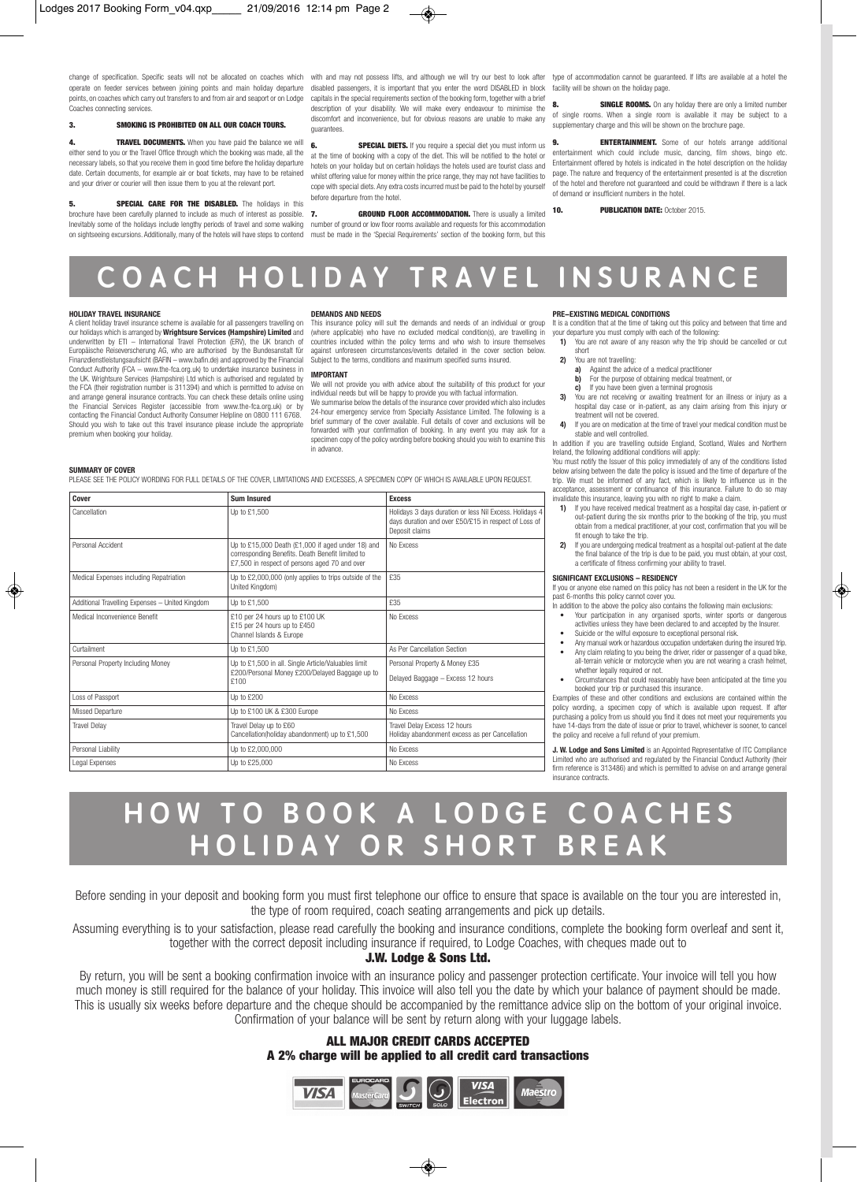change of specification. Specific seats will not be allocated on coaches which operate on feeder services between joining points and main holiday departure points, on coaches which carry out transfers to and from air and seaport or on Lodge Coaches connecting services.

**3. SMOKING IS PROHIBITED ON ALL OUR COACH TOURS.**

**4. TRAVEL DOCUMENTS.** When you have paid the balance we will either send to you or the Travel Office through which the booking was made, all the necessary labels, so that you receive them in good time before the holiday departure date. Certain documents, for example air or boat tickets, may have to be retained and your driver or courier will then issue them to you at the relevant port.

**5. SPECIAL CARE FOR THE DISABLED.** The holidays in this brochure have been carefully planned to include as much of interest as possible. Inevitably some of the holidays include lengthy periods of travel and some walking on sightseeing excursions. Additionally, many of the hotels will have steps to contend with and may not possess lifts, and although we will try our best to look after disabled passengers, it is important that you enter the word DISABLED in block capitals in the special requirements section of the booking form, together with a brief description of your disability. We will make every endeavour to minimise the discomfort and inconvenience, but for obvious reasons are unable to make any guarantees.

**6. SPECIAL DIETS.** If you require a special diet you must inform us at the time of booking with a copy of the diet. This will be notified to the hotel or hotels on your holiday but on certain holidays the hotels used are tourist class and whilst offering value for money within the price range, they may not have facilities to cope with special diets. Any extra costs incurred must be paid to the hotel by yourself before departure from the hotel.

**7. GROUND FLOOR ACCOMMODATION.** There is usually a limited number of ground or low floor rooms available and requests for this accommodation must be made in the 'Special Requirements' section of the booking form, but this type of accommodation cannot be guaranteed. If lifts are available at a hotel the facility will be shown on the holiday page.

**8. SINGLE ROOMS.** On any holiday there are only a limited number of single rooms. When a single room is available it may be subject to a supplementary charge and this will be shown on the brochure page.

**9. ENTERTAINMENT.** Some of our hotels arrange additional entertainment which could include music, dancing, film shows, bingo etc. Entertainment offered by hotels is indicated in the hotel description on the holiday page. The nature and frequency of the entertainment presented is at the discretion of the hotel and therefore not guaranteed and could be withdrawn if there is a lack of demand or insufficient numbers in the hotel.

**10. PUBLICATION DATE:** October 2015.

# COACH HOLIDAY TRAVEL INSURANCE

**HOLIDAY TRAVEL INSURANCE**

A client holiday travel insurance scheme is available for all passengers travelling on our holidays which is arranged by **Wrightsure Services (Hampshire) Limited** and underwritten by ETI – International Travel Protection (ERV), the UK branch of Europäische Reiseversicherung AG, who are authorised by the Bundesanstalt für Finanzdienstleistungsaufsicht (BAFIN – www.bafin.de) and approved by the Financial Conduct Authority (FCA – www.the-fca.org.uk) to undertake insurance business in the UK. Wrightsure Services (Hampshire) Ltd which is authorised and regulated by the FCA (their registration number is 311394) and which is permitted to advise on and arrange general insurance contracts. You can check these details online using the Financial Services Register (accessible from www.the-fca.org.uk) or by contacting the Financial Conduct Authority Consumer Helpline on 0800 111 6768. Should you wish to take out this travel insurance please include the appropriate premium when booking your holiday.

**DEMANDS AND NEEDS**

This insurance policy will suit the demands and needs of an individual or group (where applicable) who have no excluded medical condition(s), are travelling in countries included within the policy terms and who wish to insure themselves against unforeseen circumstances/events detailed in the cover section below. Subject to the terms, conditions and maximum specified sums insured.

**IMPORTANT**

We will not provide you with advice about the suitability of this product for your individual needs but will be happy to provide you with factual information.

We summarise below the details of the insurance cover provided which also includes 24-hour emergency service from Specialty Assistance Limited. The following is a brief summary of the cover available. Full details of cover and exclusions will be forwarded with your confirmation of booking. In any event you may ask for a specimen copy of the policy wording before booking should you wish to examine this in advance.

**SUMMARY OF COVER**

PLEASE SEE THE POLICY WORDING FOR FULL DETAILS OF THE COVER, LIMITATIONS AND EXCESSES, A SPECIMEN COPY OF WHICH IS AVAILABLE UPON REQUEST.

| Cover | Sum Insured | Excess |
|---|---|---|
| Cancellation | Up to £1,500 | Holidays 3 days duration or less Nil Excess. Holidays 4 days duration and over £50/£15 in respect of Loss of Deposit claims |
| Personal Accident | Up to £15,000 Death (£1,000 if aged under 18) and corresponding Benefits. Death Benefit limited to £7,500 in respect of persons aged 70 and over | No Excess |
| Medical Expenses including Repatriation | Up to £2,000,000 (only applies to trips outside of the United Kingdom) | £35 |
| Additional Travelling Expenses – United Kingdom | Up to £1,500 | £35 |
| Medical Inconvenience Benefit | £10 per 24 hours up to £100 UK<br>£15 per 24 hours up to £450 Channel Islands & Europe | No Excess |
| Curtailment | Up to £1,500 | As Per Cancellation Section |
| Personal Property Including Money | Up to £1,500 in all. Single Article/Valuables limit £200/Personal Money £200/Delayed Baggage up to £100 | Personal Property & Money £35<br>Delayed Baggage – Excess 12 hours |
| Loss of Passport | Up to £200 | No Excess |
| Missed Departure | Up to £100 UK & £300 Europe | No Excess |
| Travel Delay | Travel Delay up to £60<br>Cancellation(holiday abandonment) up to £1,500 | Travel Delay Excess 12 hours<br>Holiday abandonment excess as per Cancellation |
| Personal Liability | Up to £2,000,000 | No Excess |
| Legal Expenses | Up to £25,000 | No Excess |

**PRE–EXISTING MEDICAL CONDITIONS**

It is a condition that at the time of taking out this policy and between that time and your departure you must comply with each of the following:

1) You are not aware of any reason why the trip should be cancelled or cut short
2) You are not travelling:
   a) Against the advice of a medical practitioner
   b) For the purpose of obtaining medical treatment, or
   c) If you have been given a terminal prognosis
3) You are not receiving or awaiting treatment for an illness or injury as a hospital day case or in-patient, as any claim arising from this injury or treatment will not be covered.
4) If you are on medication at the time of travel your medical condition must be stable and well controlled.

In addition if you are travelling outside England, Scotland, Wales and Northern Ireland, the following additional conditions will apply:

You must notify the Issuer of this policy immediately of any of the conditions listed below arising between the date the policy is issued and the time of departure of the trip. We must be informed of any fact, which is likely to influence us in the acceptance, assessment or continuance of this insurance. Failure to do so may invalidate this insurance, leaving you with no right to make a claim.

1) If you have received medical treatment as a hospital day case, in-patient or out-patient during the six months prior to the booking of the trip, you must obtain from a medical practitioner, at your cost, confirmation that you will be fit enough to take the trip.
2) If you are undergoing medical treatment as a hospital out-patient at the date the final balance of the trip is due to be paid, you must obtain, at your cost, a certificate of fitness confirming your ability to travel.

**SIGNIFICANT EXCLUSIONS – RESIDENCY**

If you or anyone else named on this policy has not been a resident in the UK for the past 6-months this policy cannot cover you.

In addition to the above the policy also contains the following main exclusions:

- Your participation in any organised sports, winter sports or dangerous activities unless they have been declared to and accepted by the Insurer.
- Suicide or the wilful exposure to exceptional personal risk.
- Any manual work or hazardous occupation undertaken during the insured trip.
- Any claim relating to you being the driver, rider or passenger of a quad bike, all-terrain vehicle or motorcycle when you are not wearing a crash helmet, whether legally required or not.
- Circumstances that could reasonably have been anticipated at the time you booked your trip or purchased this insurance.

Examples of these and other conditions and exclusions are contained within the policy wording, a specimen copy of which is available upon request. If after purchasing a policy from us should you find it does not meet your requirements you have 14-days from the date of issue or prior to travel, whichever is sooner, to cancel the policy and receive a full refund of your premium.

**J. W. Lodge and Sons Limited** is an Appointed Representative of ITC Compliance Limited who are authorised and regulated by the Financial Conduct Authority (their firm reference is 313486) and which is permitted to advise on and arrange general insurance contracts.

# HOW TO BOOK A LODGE COACHES HOLIDAY OR SHORT BREAK

Before sending in your deposit and booking form you must first telephone our office to ensure that space is available on the tour you are interested in, the type of room required, coach seating arrangements and pick up details.

Assuming everything is to your satisfaction, please read carefully the booking and insurance conditions, complete the booking form overleaf and sent it, together with the correct deposit including insurance if required, to Lodge Coaches, with cheques made out to

**J.W. Lodge & Sons Ltd.**

By return, you will be sent a booking confirmation invoice with an insurance policy and passenger protection certificate. Your invoice will tell you how much money is still required for the balance of your holiday. This invoice will also tell you the date by which your balance of payment should be made. This is usually six weeks before departure and the cheque should be accompanied by the remittance advice slip on the bottom of your original invoice. Confirmation of your balance will be sent by return along with your luggage labels.

**ALL MAJOR CREDIT CARDS ACCEPTED**

**A 2% charge will be applied to all credit card transactions**

VISA EUROCARD MasterCard SWITCH SOLO VISA Electron Maestro